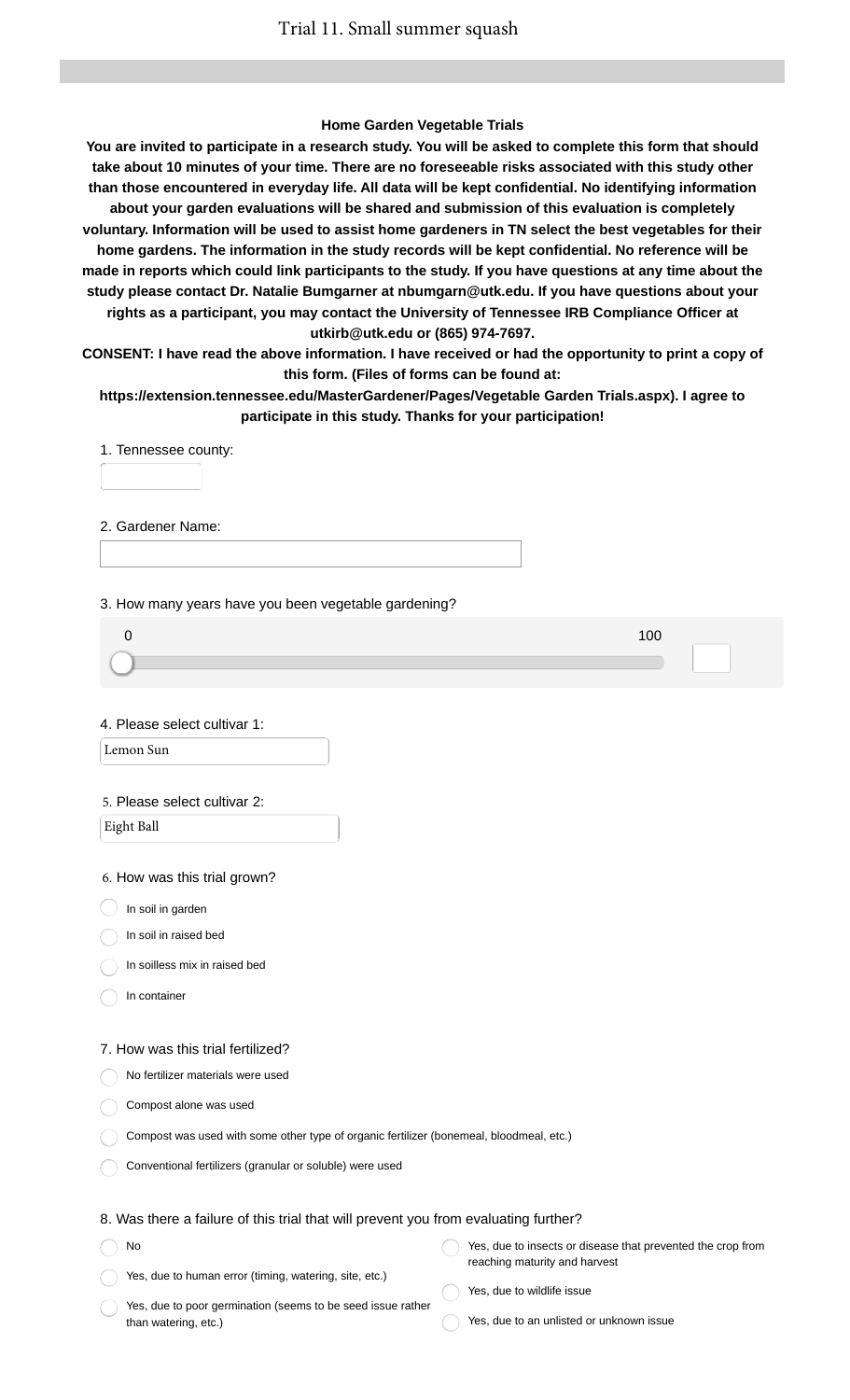# Trial 11. Small summer squash

**Home Garden Vegetable Trials**

**You are invited to participate in a research study. You will be asked to complete this form that should take about 10 minutes of your time. There are no foreseeable risks associated with this study other than those encountered in everyday life. All data will be kept confidential. No identifying information about your garden evaluations will be shared and submission of this evaluation is completely voluntary. Information will be used to assist home gardeners in TN select the best vegetables for their home gardens. The information in the study records will be kept confidential. No reference will be made in reports which could link participants to the study. If you have questions at any time about the study please contact Dr. Natalie Bumgarner at nbumgarn@utk.edu. If you have questions about your rights as a participant, you may contact the University of Tennessee IRB Compliance Officer at utkirb@utk.edu or (865) 974-7697.**

**CONSENT: I have read the above information. I have received or had the opportunity to print a copy of this form. (Files of forms can be found at: https://extension.tennessee.edu/MasterGardener/Pages/Vegetable Garden Trials.aspx). I agree to participate in this study. Thanks for your participation!**

1. Tennessee county:

2. Gardener Name:

3. How many years have you been vegetable gardening?

0 — 100

4. Please select cultivar 1:

Lemon Sun

5. Please select cultivar 2:

Eight Ball

6. How was this trial grown?

- In soil in garden
- In soil in raised bed
- In soilless mix in raised bed
- In container

7. How was this trial fertilized?

- No fertilizer materials were used
- Compost alone was used
- Compost was used with some other type of organic fertilizer (bonemeal, bloodmeal, etc.)
- Conventional fertilizers (granular or soluble) were used

8. Was there a failure of this trial that will prevent you from evaluating further?

- No
- Yes, due to human error (timing, watering, site, etc.)
- Yes, due to poor germination (seems to be seed issue rather than watering, etc.)
- Yes, due to insects or disease that prevented the crop from reaching maturity and harvest
- Yes, due to wildlife issue
- Yes, due to an unlisted or unknown issue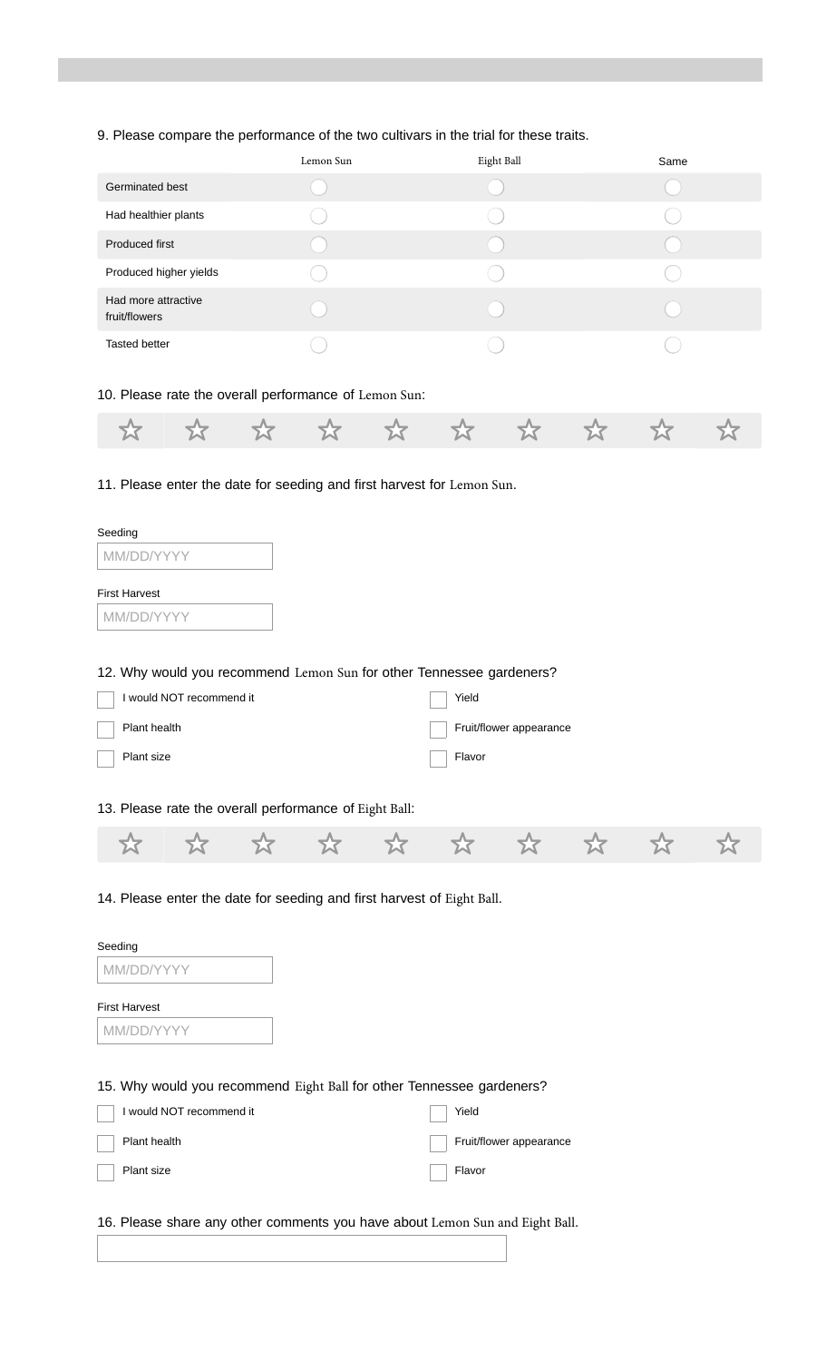9. Please compare the performance of the two cultivars in the trial for these traits.

| | Lemon Sun | Eight Ball | Same |
|---|---|---|---|
| Germinated best | ◯ | ◯ | ◯ |
| Had healthier plants | ◯ | ◯ | ◯ |
| Produced first | ◯ | ◯ | ◯ |
| Produced higher yields | ◯ | ◯ | ◯ |
| Had more attractive fruit/flowers | ◯ | ◯ | ◯ |
| Tasted better | ◯ | ◯ | ◯ |

10. Please rate the overall performance of Lemon Sun:

☆ ☆ ☆ ☆ ☆ ☆ ☆ ☆ ☆ ☆

11. Please enter the date for seeding and first harvest for Lemon Sun.

Seeding

MM/DD/YYYY

First Harvest

MM/DD/YYYY

12. Why would you recommend Lemon Sun for other Tennessee gardeners?

- ☐ I would NOT recommend it
- ☐ Plant health
- ☐ Plant size
- ☐ Yield
- ☐ Fruit/flower appearance
- ☐ Flavor

13. Please rate the overall performance of Eight Ball:

☆ ☆ ☆ ☆ ☆ ☆ ☆ ☆ ☆ ☆

14. Please enter the date for seeding and first harvest of Eight Ball.

Seeding

MM/DD/YYYY

First Harvest

MM/DD/YYYY

15. Why would you recommend Eight Ball for other Tennessee gardeners?

- ☐ I would NOT recommend it
- ☐ Plant health
- ☐ Plant size
- ☐ Yield
- ☐ Fruit/flower appearance
- ☐ Flavor

16. Please share any other comments you have about Lemon Sun and Eight Ball.